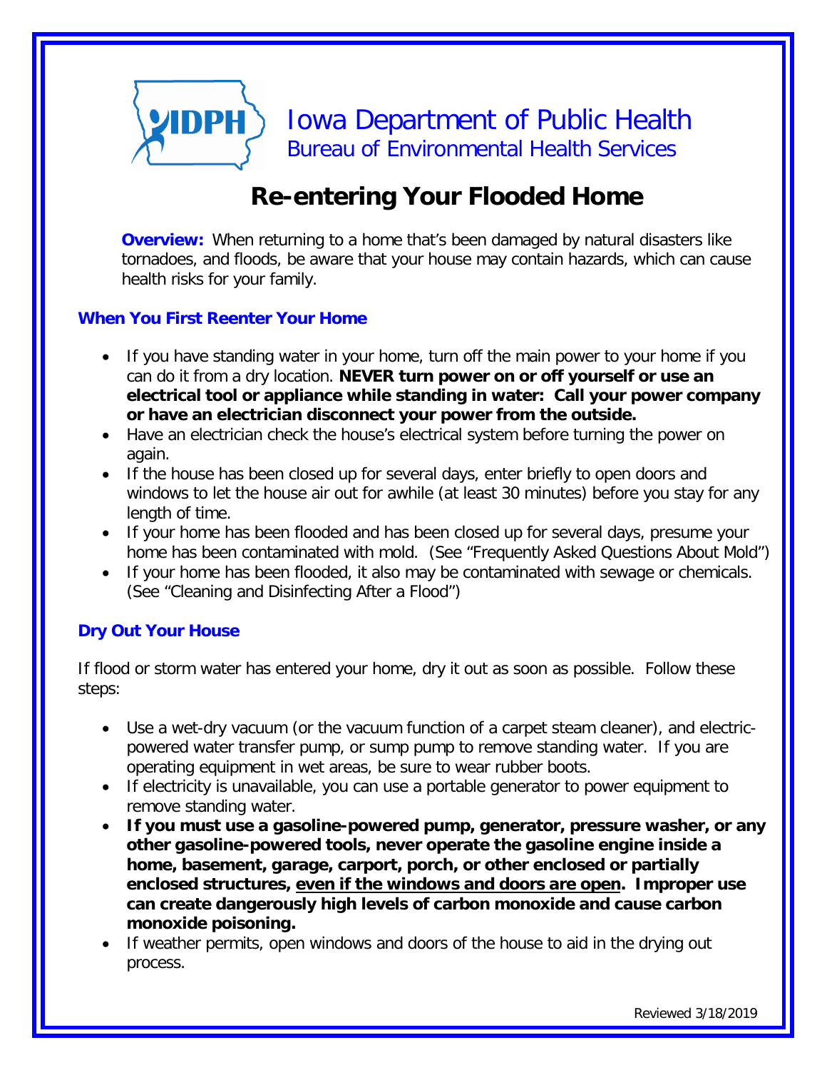Iowa Department of Public Health
Bureau of Environmental Health Services

# Re-entering Your Flooded Home

**Overview:** When returning to a home that's been damaged by natural disasters like tornadoes, and floods, be aware that your house may contain hazards, which can cause health risks for your family.

## When You First Reenter Your Home

- If you have standing water in your home, turn off the main power to your home if you can do it from a dry location. **NEVER turn power on or off yourself or use an electrical tool or appliance while standing in water: Call your power company or have an electrician disconnect your power from the outside.**
- Have an electrician check the house's electrical system before turning the power on again.
- If the house has been closed up for several days, enter briefly to open doors and windows to let the house air out for awhile (at least 30 minutes) before you stay for any length of time.
- If your home has been flooded and has been closed up for several days, presume your home has been contaminated with mold. (See "Frequently Asked Questions About Mold")
- If your home has been flooded, it also may be contaminated with sewage or chemicals. (See "Cleaning and Disinfecting After a Flood")

## Dry Out Your House

If flood or storm water has entered your home, dry it out as soon as possible. Follow these steps:

- Use a wet-dry vacuum (or the vacuum function of a carpet steam cleaner), and electric-powered water transfer pump, or sump pump to remove standing water. If you are operating equipment in wet areas, be sure to wear rubber boots.
- If electricity is unavailable, you can use a portable generator to power equipment to remove standing water.
- **If you must use a gasoline-powered pump, generator, pressure washer, or any other gasoline-powered tools, never operate the gasoline engine inside a home, basement, garage, carport, porch, or other enclosed or partially enclosed structures, <u>even if the windows and doors are open</u>. Improper use can create dangerously high levels of carbon monoxide and cause carbon monoxide poisoning.**
- If weather permits, open windows and doors of the house to aid in the drying out process.

Reviewed 3/18/2019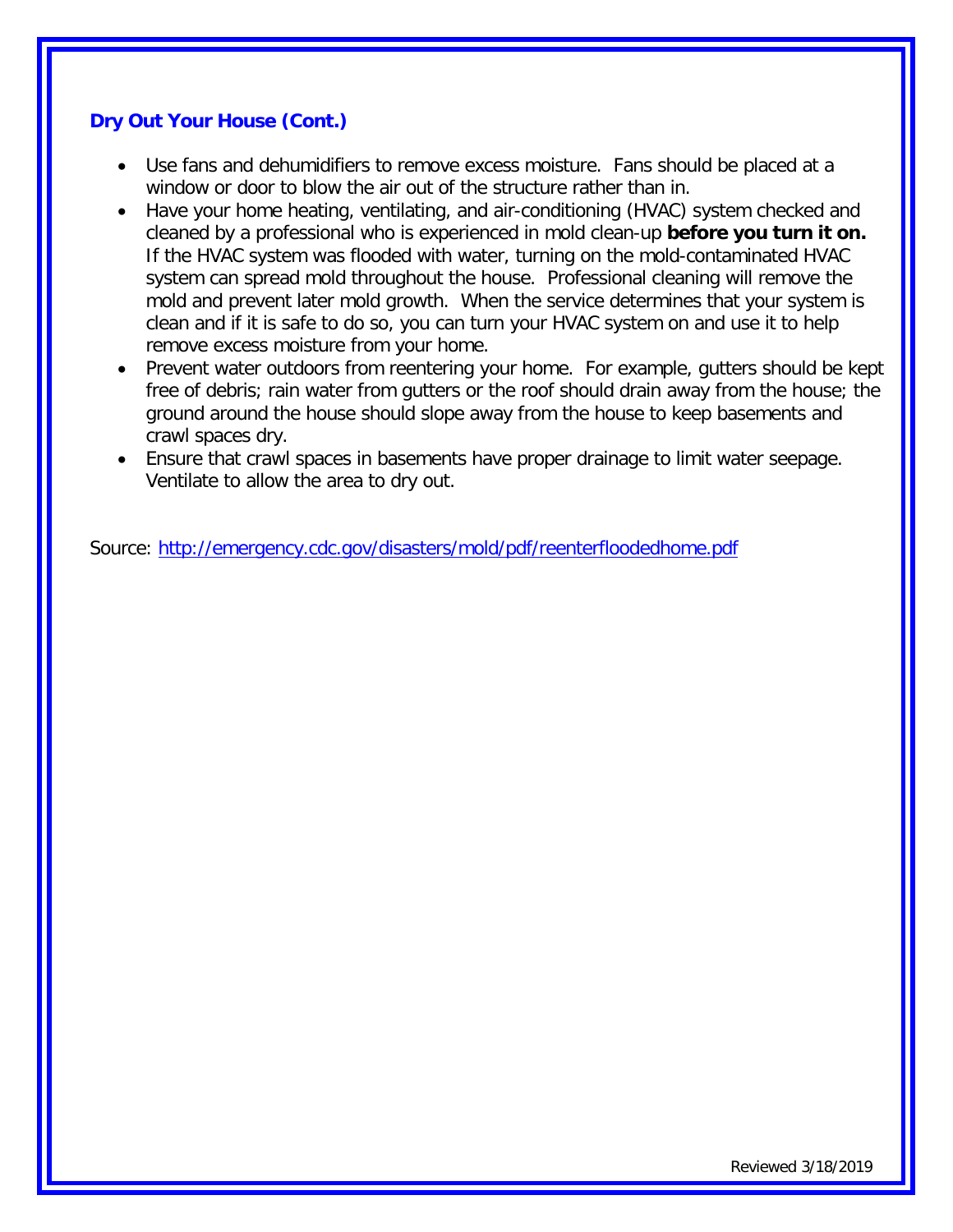### Dry Out Your House (Cont.)

- Use fans and dehumidifiers to remove excess moisture. Fans should be placed at a window or door to blow the air out of the structure rather than in.
- Have your home heating, ventilating, and air-conditioning (HVAC) system checked and cleaned by a professional who is experienced in mold clean-up **before you turn it on.** If the HVAC system was flooded with water, turning on the mold-contaminated HVAC system can spread mold throughout the house. Professional cleaning will remove the mold and prevent later mold growth. When the service determines that your system is clean and if it is safe to do so, you can turn your HVAC system on and use it to help remove excess moisture from your home.
- Prevent water outdoors from reentering your home. For example, gutters should be kept free of debris; rain water from gutters or the roof should drain away from the house; the ground around the house should slope away from the house to keep basements and crawl spaces dry.
- Ensure that crawl spaces in basements have proper drainage to limit water seepage. Ventilate to allow the area to dry out.

Source: [http://emergency.cdc.gov/disasters/mold/pdf/reenterfloodedhome.pdf](http://emergency.cdc.gov/disasters/mold/pdf/reenterfloodedhome.pdf)

Reviewed 3/18/2019